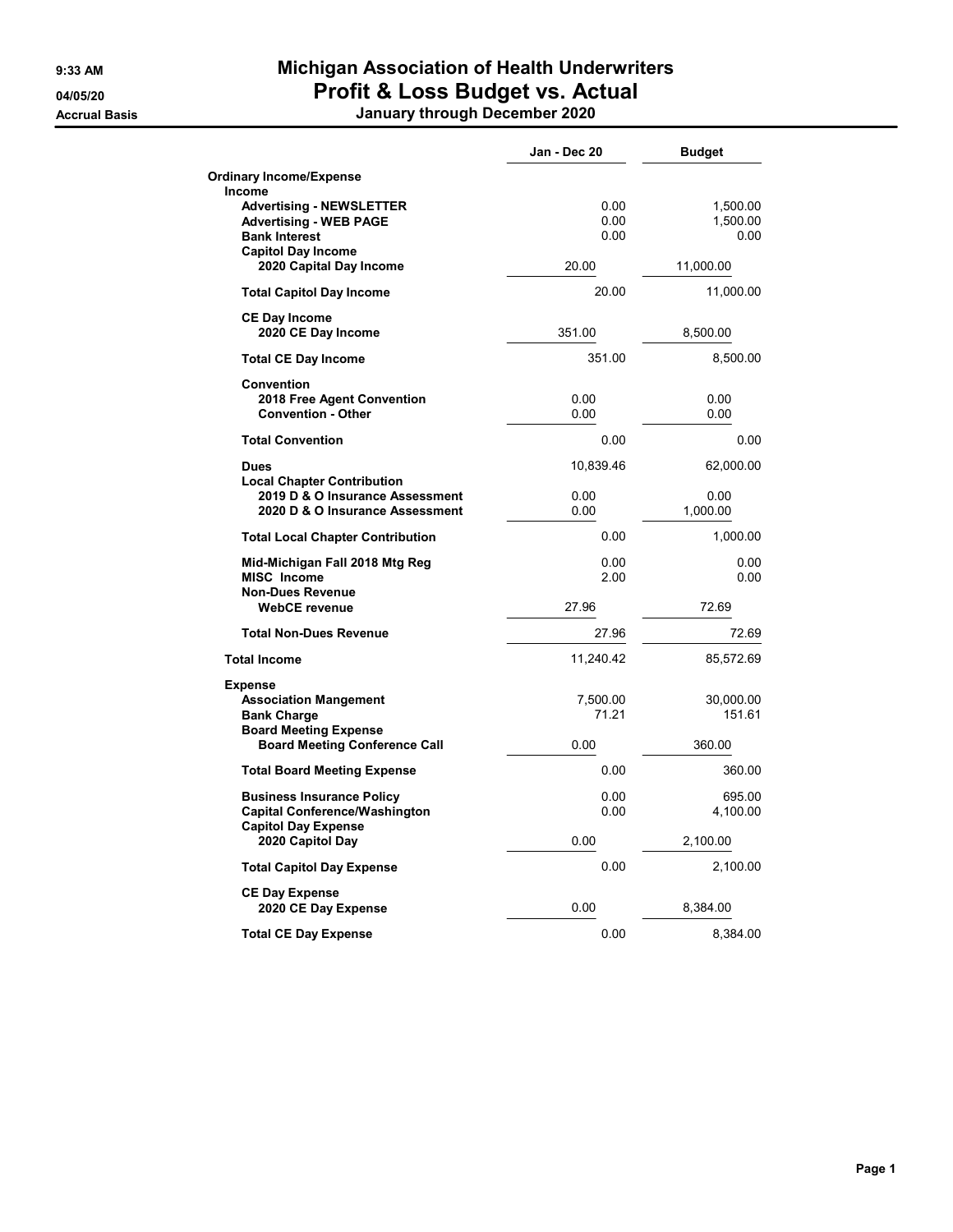# Michigan Association of Health Underwriters

## Profit & Loss Budget vs. Actual

### January through December 2020

9:33 AM
04/05/20
Accrual Basis

| | Jan - Dec 20 | Budget |
|---|---|---|
| **Ordinary Income/Expense** | | |
| **Income** | | |
| **Advertising - NEWSLETTER** | 0.00 | 1,500.00 |
| **Advertising - WEB PAGE** | 0.00 | 1,500.00 |
| **Bank Interest** | 0.00 | 0.00 |
| **Capitol Day Income** | | |
| **2020 Capital Day Income** | 20.00 | 11,000.00 |
| **Total Capitol Day Income** | 20.00 | 11,000.00 |
| **CE Day Income** | | |
| **2020 CE Day Income** | 351.00 | 8,500.00 |
| **Total CE Day Income** | 351.00 | 8,500.00 |
| **Convention** | | |
| **2018 Free Agent Convention** | 0.00 | 0.00 |
| **Convention - Other** | 0.00 | 0.00 |
| **Total Convention** | 0.00 | 0.00 |
| **Dues** | 10,839.46 | 62,000.00 |
| **Local Chapter Contribution** | | |
| **2019 D & O Insurance Assessment** | 0.00 | 0.00 |
| **2020 D & O Insurance Assessment** | 0.00 | 1,000.00 |
| **Total Local Chapter Contribution** | 0.00 | 1,000.00 |
| **Mid-Michigan Fall 2018 Mtg Reg** | 0.00 | 0.00 |
| **MISC Income** | 2.00 | 0.00 |
| **Non-Dues Revenue** | | |
| **WebCE revenue** | 27.96 | 72.69 |
| **Total Non-Dues Revenue** | 27.96 | 72.69 |
| **Total Income** | 11,240.42 | 85,572.69 |
| **Expense** | | |
| **Association Mangement** | 7,500.00 | 30,000.00 |
| **Bank Charge** | 71.21 | 151.61 |
| **Board Meeting Expense** | | |
| **Board Meeting Conference Call** | 0.00 | 360.00 |
| **Total Board Meeting Expense** | 0.00 | 360.00 |
| **Business Insurance Policy** | 0.00 | 695.00 |
| **Capital Conference/Washington** | 0.00 | 4,100.00 |
| **Capitol Day Expense** | | |
| **2020 Capitol Day** | 0.00 | 2,100.00 |
| **Total Capitol Day Expense** | 0.00 | 2,100.00 |
| **CE Day Expense** | | |
| **2020 CE Day Expense** | 0.00 | 8,384.00 |
| **Total CE Day Expense** | 0.00 | 8,384.00 |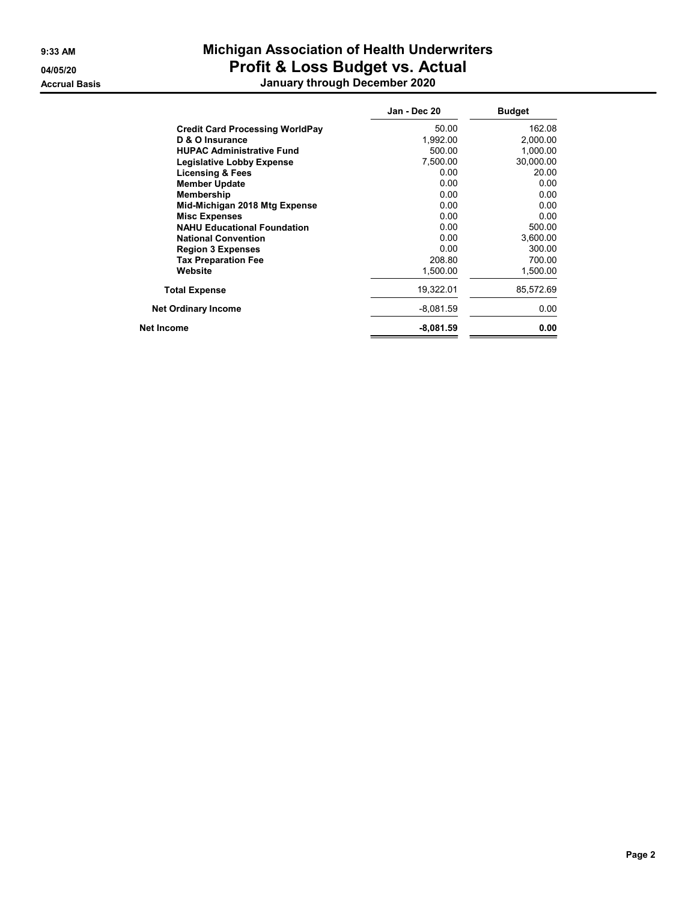# Michigan Association of Health Underwriters
## Profit & Loss Budget vs. Actual
### January through December 2020

9:33 AM
04/05/20
Accrual Basis

| | Jan - Dec 20 | Budget |
|---|---|---|
| Credit Card Processing WorldPay | 50.00 | 162.08 |
| D & O Insurance | 1,992.00 | 2,000.00 |
| HUPAC Administrative Fund | 500.00 | 1,000.00 |
| Legislative Lobby Expense | 7,500.00 | 30,000.00 |
| Licensing & Fees | 0.00 | 20.00 |
| Member Update | 0.00 | 0.00 |
| Membership | 0.00 | 0.00 |
| Mid-Michigan 2018 Mtg Expense | 0.00 | 0.00 |
| Misc Expenses | 0.00 | 0.00 |
| NAHU Educational Foundation | 0.00 | 500.00 |
| National Convention | 0.00 | 3,600.00 |
| Region 3 Expenses | 0.00 | 300.00 |
| Tax Preparation Fee | 208.80 | 700.00 |
| Website | 1,500.00 | 1,500.00 |
| **Total Expense** | 19,322.01 | 85,572.69 |
| **Net Ordinary Income** | -8,081.59 | 0.00 |
| **Net Income** | **-8,081.59** | **0.00** |